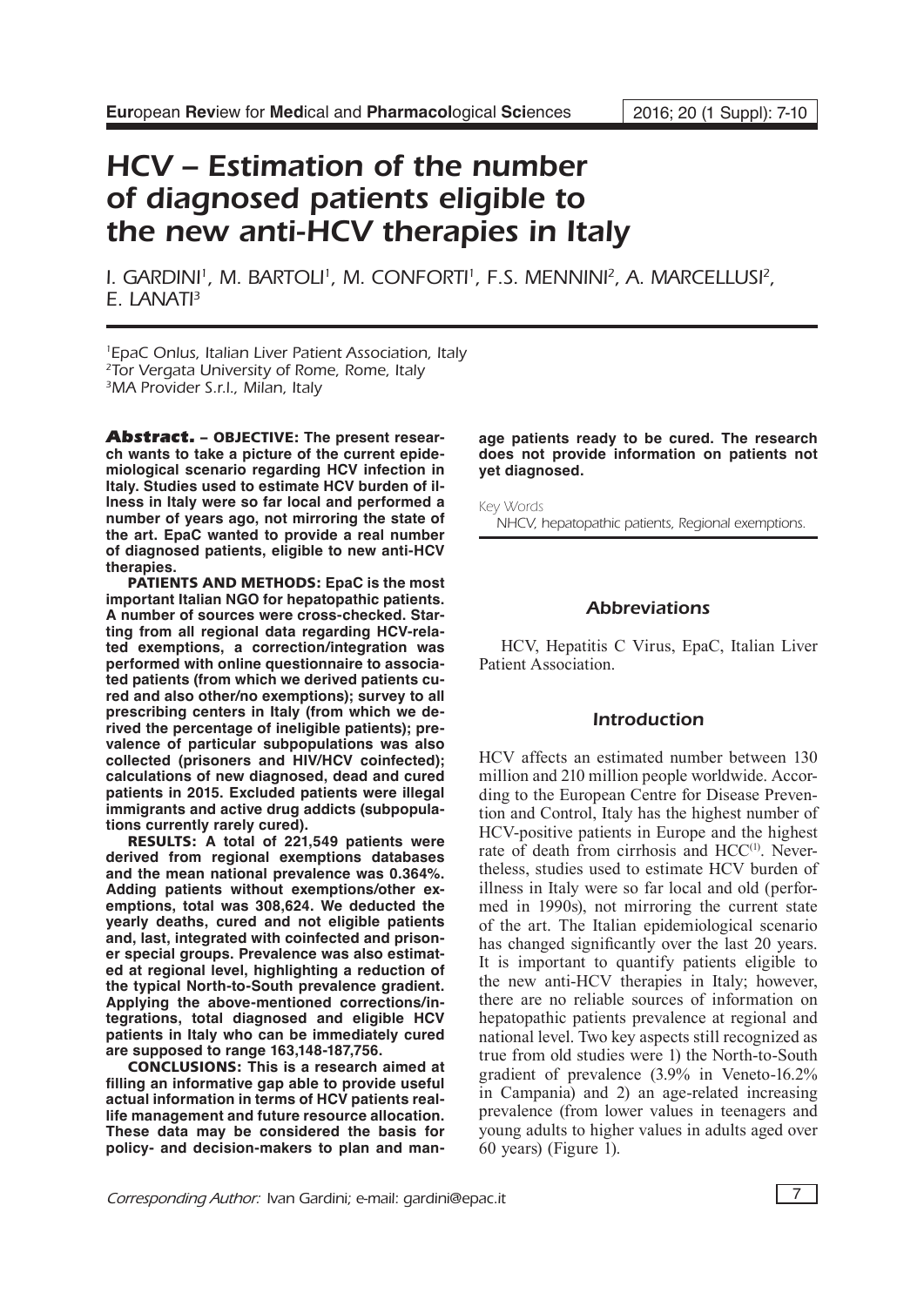# HCV – Estimation of the number of diagnosed patients eligible to the new anti-HCV therapies in Italy

I. GARDINI[1], M. BARTOLI[1], M. CONFORTI[1], F.S. MENNINI[2], A. MARCELLUSI[2], E. LANATI[3]

[1]EpaC Onlus, Italian Liver Patient Association, Italy
[2]Tor Vergata University of Rome, Rome, Italy
[3]MA Provider S.r.l., Milan, Italy

**Abstract. – OBJECTIVE: The present research wants to take a picture of the current epidemiological scenario regarding HCV infection in Italy. Studies used to estimate HCV burden of illness in Italy were so far local and performed a number of years ago, not mirroring the state of the art. EpaC wanted to provide a real number of diagnosed patients, eligible to new anti-HCV therapies.**

**PATIENTS AND METHODS: EpaC is the most important Italian NGO for hepatopathic patients. A number of sources were cross-checked. Starting from all regional data regarding HCV-related exemptions, a correction/integration was performed with online questionnaire to associated patients (from which we derived patients cured and also other/no exemptions); survey to all prescribing centers in Italy (from which we derived the percentage of ineligible patients); prevalence of particular subpopulations was also collected (prisoners and HIV/HCV coinfected); calculations of new diagnosed, dead and cured patients in 2015. Excluded patients were illegal immigrants and active drug addicts (subpopulations currently rarely cured).**

**RESULTS: A total of 221,549 patients were derived from regional exemptions databases and the mean national prevalence was 0.364%. Adding patients without exemptions/other exemptions, total was 308,624. We deducted the yearly deaths, cured and not eligible patients and, last, integrated with coinfected and prisoner special groups. Prevalence was also estimated at regional level, highlighting a reduction of the typical North-to-South prevalence gradient. Applying the above-mentioned corrections/integrations, total diagnosed and eligible HCV patients in Italy who can be immediately cured are supposed to range 163,148-187,756.**

**CONCLUSIONS: This is a research aimed at filling an informative gap able to provide useful actual information in terms of HCV patients real-life management and future resource allocation. These data may be considered the basis for policy- and decision-makers to plan and manage patients ready to be cured. The research does not provide information on patients not yet diagnosed.**

Key Words

NHCV, hepatopathic patients, Regional exemptions.

## Abbreviations

HCV, Hepatitis C Virus, EpaC, Italian Liver Patient Association.

## Introduction

HCV affects an estimated number between 130 million and 210 million people worldwide. According to the European Centre for Disease Prevention and Control, Italy has the highest number of HCV-positive patients in Europe and the highest rate of death from cirrhosis and HCC[1]. Nevertheless, studies used to estimate HCV burden of illness in Italy were so far local and old (performed in 1990s), not mirroring the current state of the art. The Italian epidemiological scenario has changed significantly over the last 20 years. It is important to quantify patients eligible to the new anti-HCV therapies in Italy; however, there are no reliable sources of information on hepatopathic patients prevalence at regional and national level. Two key aspects still recognized as true from old studies were 1) the North-to-South gradient of prevalence (3.9% in Veneto-16.2% in Campania) and 2) an age-related increasing prevalence (from lower values in teenagers and young adults to higher values in adults aged over 60 years) (Figure 1).

Corresponding Author: Ivan Gardini; e-mail: gardini@epac.it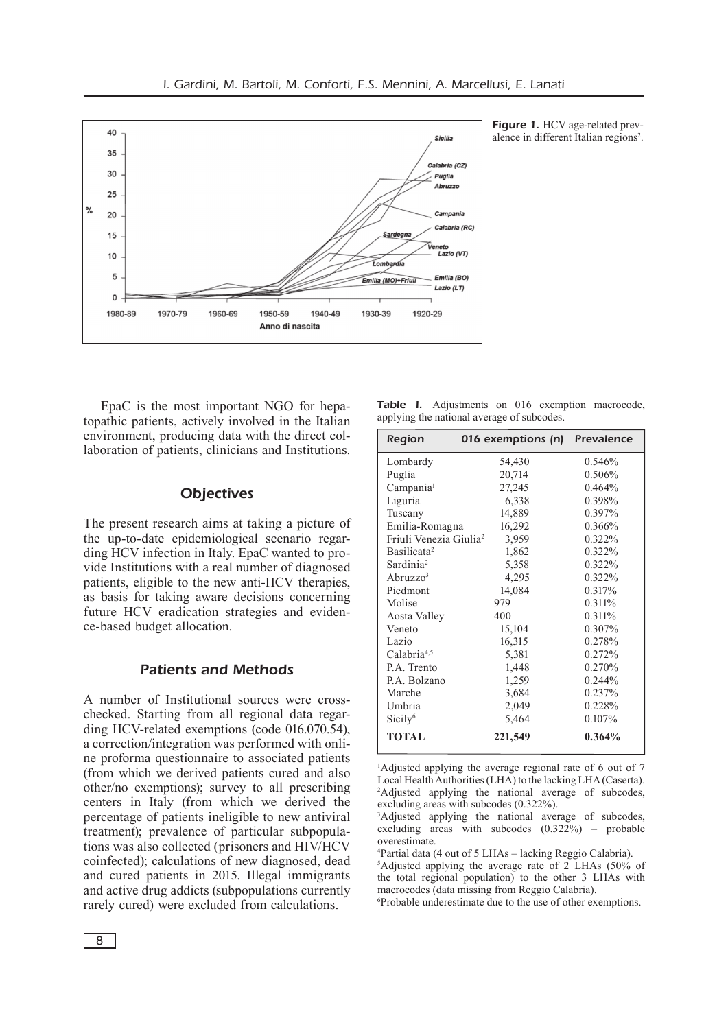**Figure 1.** HCV age-related prevalence in different Italian regions[2].

EpaC is the most important NGO for hepatopathic patients, actively involved in the Italian environment, producing data with the direct collaboration of patients, clinicians and Institutions.

## Objectives

The present research aims at taking a picture of the up-to-date epidemiological scenario regarding HCV infection in Italy. EpaC wanted to provide Institutions with a real number of diagnosed patients, eligible to the new anti-HCV therapies, as basis for taking aware decisions concerning future HCV eradication strategies and evidence-based budget allocation.

## Patients and Methods

A number of Institutional sources were cross-checked. Starting from all regional data regarding HCV-related exemptions (code 016.070.54), a correction/integration was performed with online proforma questionnaire to associated patients (from which we derived patients cured and also other/no exemptions); survey to all prescribing centers in Italy (from which we derived the percentage of patients ineligible to new antiviral treatment); prevalence of particular subpopulations was also collected (prisoners and HIV/HCV coinfected); calculations of new diagnosed, dead and cured patients in 2015. Illegal immigrants and active drug addicts (subpopulations currently rarely cured) were excluded from calculations.

**Table I.** Adjustments on 016 exemption macrocode, applying the national average of subcodes.

| Region | 016 exemptions (n) | Prevalence |
|---|---|---|
| Lombardy | 54,430 | 0.546% |
| Puglia | 20,714 | 0.506% |
| Campania[1] | 27,245 | 0.464% |
| Liguria | 6,338 | 0.398% |
| Tuscany | 14,889 | 0.397% |
| Emilia-Romagna | 16,292 | 0.366% |
| Friuli Venezia Giulia[2] | 3,959 | 0.322% |
| Basilicata[2] | 1,862 | 0.322% |
| Sardinia[2] | 5,358 | 0.322% |
| Abruzzo[3] | 4,295 | 0.322% |
| Piedmont | 14,084 | 0.317% |
| Molise | 979 | 0.311% |
| Aosta Valley | 400 | 0.311% |
| Veneto | 15,104 | 0.307% |
| Lazio | 16,315 | 0.278% |
| Calabria[4,5] | 5,381 | 0.272% |
| P.A. Trento | 1,448 | 0.270% |
| P.A. Bolzano | 1,259 | 0.244% |
| Marche | 3,684 | 0.237% |
| Umbria | 2,049 | 0.228% |
| Sicily[6] | 5,464 | 0.107% |
| **TOTAL** | **221,549** | **0.364%** |

[1]Adjusted applying the average regional rate of 6 out of 7 Local Health Authorities (LHA) to the lacking LHA (Caserta).
[2]Adjusted applying the national average of subcodes, excluding areas with subcodes (0.322%).
[3]Adjusted applying the national average of subcodes, excluding areas with subcodes (0.322%) – probable overestimate.
[4]Partial data (4 out of 5 LHAs – lacking Reggio Calabria).
[5]Adjusted applying the average rate of 2 LHAs (50% of the total regional population) to the other 3 LHAs with macrocodes (data missing from Reggio Calabria).
[6]Probable underestimate due to the use of other exemptions.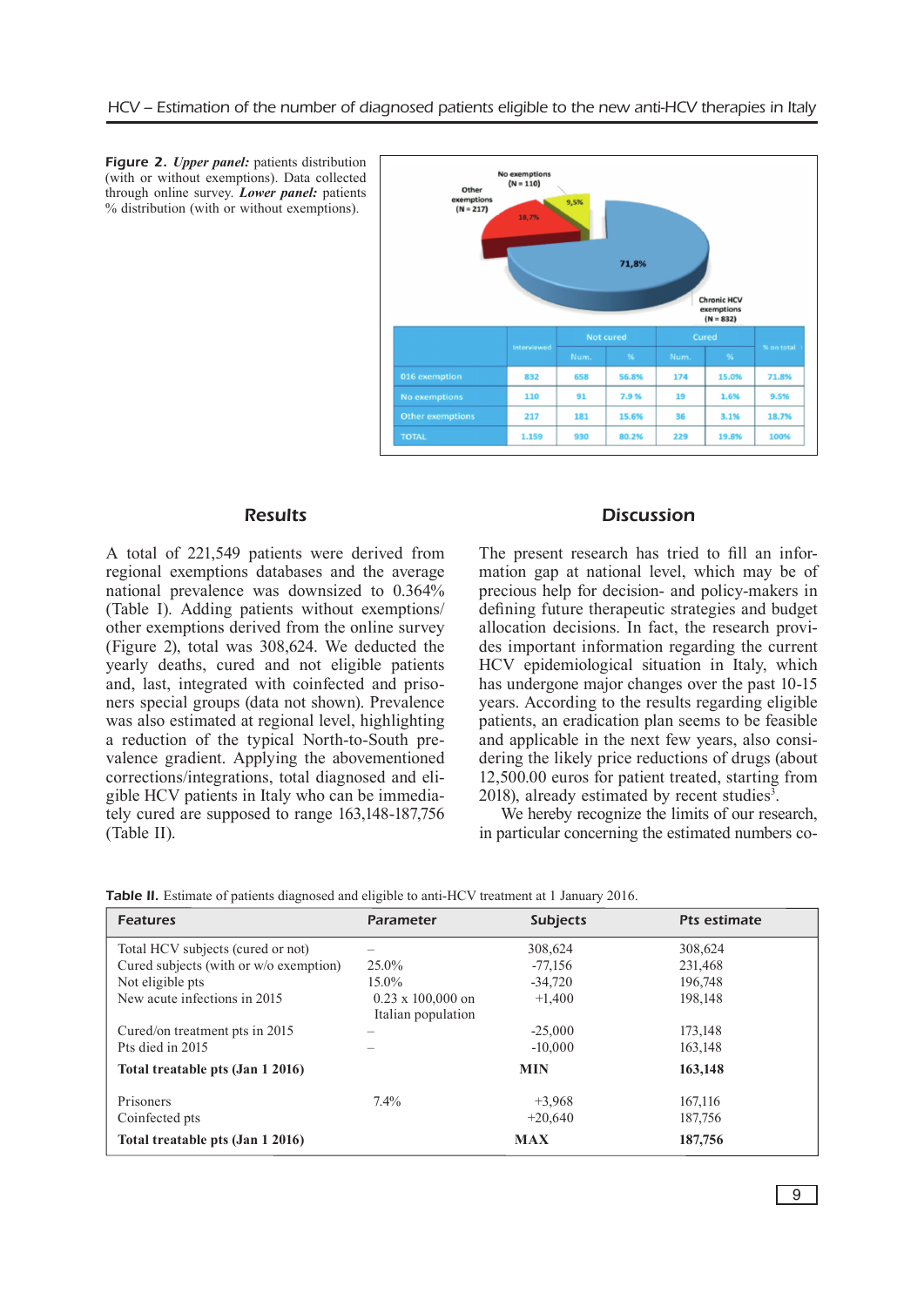**Figure 2.** ***Upper panel:*** patients distribution (with or without exemptions). Data collected through online survey. ***Lower panel:*** patients % distribution (with or without exemptions).

| | Interviewed | Not cured | | Cured | | % on total |
|---|---|---|---|---|---|---|
| | | Num. | % | Num. | % | |
| 016 exemption | 832 | 658 | 56.8% | 174 | 15.0% | 71.8% |
| No exemptions | 110 | 91 | 7.9% | 19 | 1.6% | 9.5% |
| Other exemptions | 217 | 181 | 15.6% | 36 | 3.1% | 18.7% |
| TOTAL | 1.159 | 930 | 80.2% | 229 | 19.8% | 100% |

## Results

A total of 221,549 patients were derived from regional exemptions databases and the average national prevalence was downsized to 0.364% (Table I). Adding patients without exemptions/other exemptions derived from the online survey (Figure 2), total was 308,624. We deducted the yearly deaths, cured and not eligible patients and, last, integrated with coinfected and prisoners special groups (data not shown). Prevalence was also estimated at regional level, highlighting a reduction of the typical North-to-South prevalence gradient. Applying the abovementioned corrections/integrations, total diagnosed and eligible HCV patients in Italy who can be immediately cured are supposed to range 163,148-187,756 (Table II).

## Discussion

The present research has tried to fill an information gap at national level, which may be of precious help for decision- and policy-makers in defining future therapeutic strategies and budget allocation decisions. In fact, the research provides important information regarding the current HCV epidemiological situation in Italy, which has undergone major changes over the past 10-15 years. According to the results regarding eligible patients, an eradication plan seems to be feasible and applicable in the next few years, also considering the likely price reductions of drugs (about 12,500.00 euros for patient treated, starting from 2018), already estimated by recent studies[3].

We hereby recognize the limits of our research, in particular concerning the estimated numbers co-

**Table II.** Estimate of patients diagnosed and eligible to anti-HCV treatment at 1 January 2016.

| Features | Parameter | Subjects | Pts estimate |
|---|---|---|---|
| Total HCV subjects (cured or not) | – | 308,624 | 308,624 |
| Cured subjects (with or w/o exemption) | 25.0% | -77,156 | 231,468 |
| Not eligible pts | 15.0% | -34,720 | 196,748 |
| New acute infections in 2015 | 0.23 x 100,000 on Italian population | +1,400 | 198,148 |
| Cured/on treatment pts in 2015 | – | -25,000 | 173,148 |
| Pts died in 2015 | – | -10,000 | 163,148 |
| **Total treatable pts (Jan 1 2016)** | | **MIN** | **163,148** |
| Prisoners | 7.4% | +3,968 | 167,116 |
| Coinfected pts | | +20,640 | 187,756 |
| **Total treatable pts (Jan 1 2016)** | | **MAX** | **187,756** |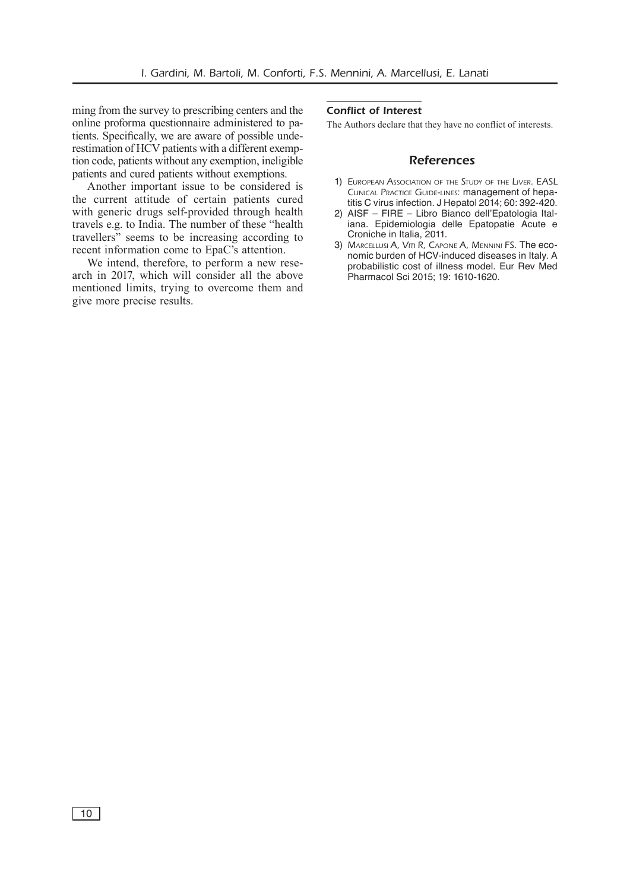ming from the survey to prescribing centers and the online proforma questionnaire administered to patients. Specifically, we are aware of possible underestimation of HCV patients with a different exemption code, patients without any exemption, ineligible patients and cured patients without exemptions.

Another important issue to be considered is the current attitude of certain patients cured with generic drugs self-provided through health travels e.g. to India. The number of these "health travellers" seems to be increasing according to recent information come to EpaC's attention.

We intend, therefore, to perform a new research in 2017, which will consider all the above mentioned limits, trying to overcome them and give more precise results.

#### *Conflict of Interest*

The Authors declare that they have no conflict of interests.

## References

1) European Association of the Study of the Liver. EASL Clinical Practice Guide-lines: management of hepatitis C virus infection. J Hepatol 2014; 60: 392-420.
2) AISF – FIRE – Libro Bianco dell'Epatologia Italiana. Epidemiologia delle Epatopatie Acute e Croniche in Italia, 2011.
3) Marcellusi A, Viti R, Capone A, Mennini FS. The economic burden of HCV-induced diseases in Italy. A probabilistic cost of illness model. Eur Rev Med Pharmacol Sci 2015; 19: 1610-1620.